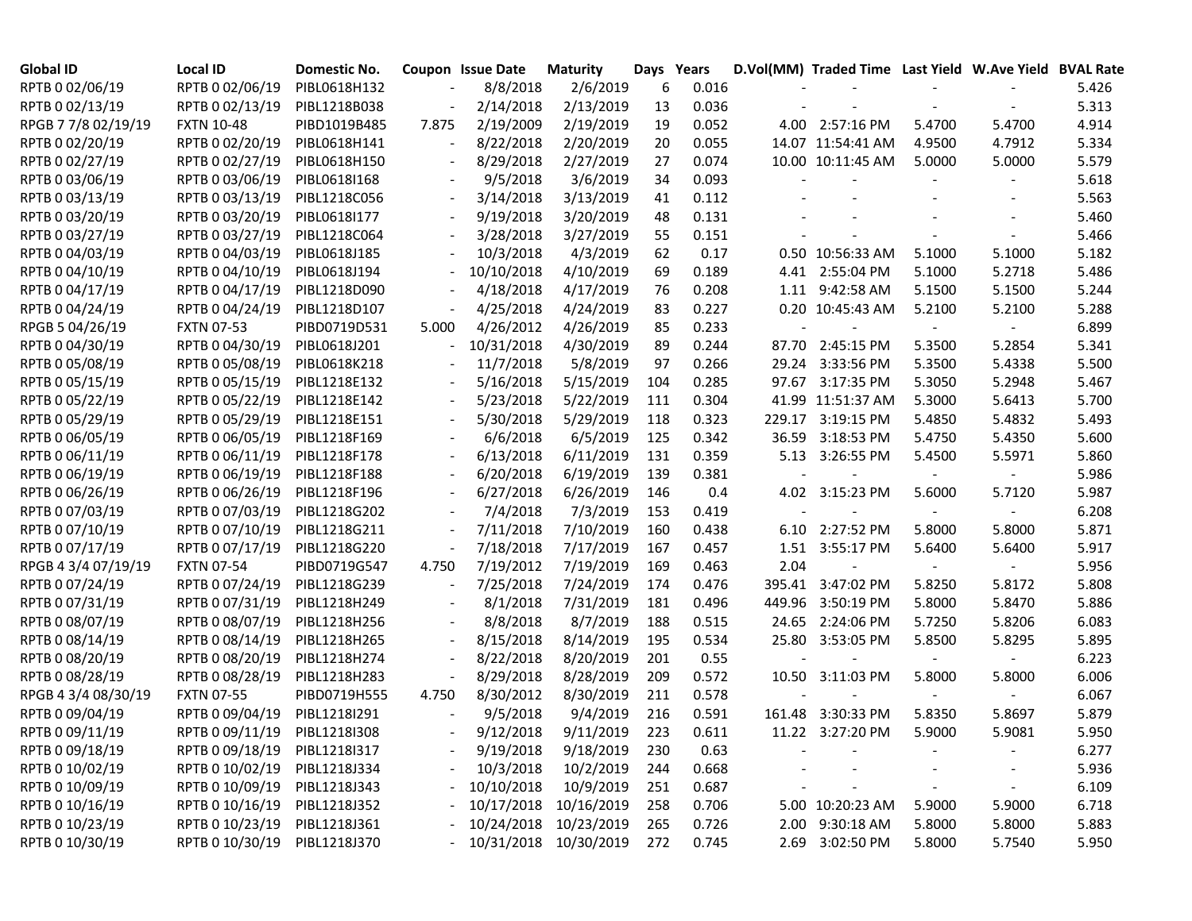| Global ID | Local ID | Domestic No. | Coupon | Issue Date | Maturity | Days | Years | D.Vol(MM) | Traded Time | Last Yield | W.Ave Yield | BVAL Rate |
|---|---|---|---|---|---|---|---|---|---|---|---|---|
| RPTB 0 02/06/19 | RPTB 0 02/06/19 | PIBL0618H132 | - | 8/8/2018 | 2/6/2019 | 6 | 0.016 | - | - | - | - | 5.426 |
| RPTB 0 02/13/19 | RPTB 0 02/13/19 | PIBL1218B038 | - | 2/14/2018 | 2/13/2019 | 13 | 0.036 | - | - | - | - | 5.313 |
| RPGB 7 7/8 02/19/19 | FXTN 10-48 | PIBD1019B485 | 7.875 | 2/19/2009 | 2/19/2019 | 19 | 0.052 | 4.00 | 2:57:16 PM | 5.4700 | 5.4700 | 4.914 |
| RPTB 0 02/20/19 | RPTB 0 02/20/19 | PIBL0618H141 | - | 8/22/2018 | 2/20/2019 | 20 | 0.055 | 14.07 | 11:54:41 AM | 4.9500 | 4.7912 | 5.334 |
| RPTB 0 02/27/19 | RPTB 0 02/27/19 | PIBL0618H150 | - | 8/29/2018 | 2/27/2019 | 27 | 0.074 | 10.00 | 10:11:45 AM | 5.0000 | 5.0000 | 5.579 |
| RPTB 0 03/06/19 | RPTB 0 03/06/19 | PIBL0618I168 | - | 9/5/2018 | 3/6/2019 | 34 | 0.093 | - | - | - | - | 5.618 |
| RPTB 0 03/13/19 | RPTB 0 03/13/19 | PIBL1218C056 | - | 3/14/2018 | 3/13/2019 | 41 | 0.112 | - | - | - | - | 5.563 |
| RPTB 0 03/20/19 | RPTB 0 03/20/19 | PIBL0618I177 | - | 9/19/2018 | 3/20/2019 | 48 | 0.131 | - | - | - | - | 5.460 |
| RPTB 0 03/27/19 | RPTB 0 03/27/19 | PIBL1218C064 | - | 3/28/2018 | 3/27/2019 | 55 | 0.151 | - | - | - | - | 5.466 |
| RPTB 0 04/03/19 | RPTB 0 04/03/19 | PIBL0618J185 | - | 10/3/2018 | 4/3/2019 | 62 | 0.17 | 0.50 | 10:56:33 AM | 5.1000 | 5.1000 | 5.182 |
| RPTB 0 04/10/19 | RPTB 0 04/10/19 | PIBL0618J194 | - | 10/10/2018 | 4/10/2019 | 69 | 0.189 | 4.41 | 2:55:04 PM | 5.1000 | 5.2718 | 5.486 |
| RPTB 0 04/17/19 | RPTB 0 04/17/19 | PIBL1218D090 | - | 4/18/2018 | 4/17/2019 | 76 | 0.208 | 1.11 | 9:42:58 AM | 5.1500 | 5.1500 | 5.244 |
| RPTB 0 04/24/19 | RPTB 0 04/24/19 | PIBL1218D107 | - | 4/25/2018 | 4/24/2019 | 83 | 0.227 | 0.20 | 10:45:43 AM | 5.2100 | 5.2100 | 5.288 |
| RPGB 5 04/26/19 | FXTN 07-53 | PIBD0719D531 | 5.000 | 4/26/2012 | 4/26/2019 | 85 | 0.233 | - | - | - | - | 6.899 |
| RPTB 0 04/30/19 | RPTB 0 04/30/19 | PIBL0618J201 | - | 10/31/2018 | 4/30/2019 | 89 | 0.244 | 87.70 | 2:45:15 PM | 5.3500 | 5.2854 | 5.341 |
| RPTB 0 05/08/19 | RPTB 0 05/08/19 | PIBL0618K218 | - | 11/7/2018 | 5/8/2019 | 97 | 0.266 | 29.24 | 3:33:56 PM | 5.3500 | 5.4338 | 5.500 |
| RPTB 0 05/15/19 | RPTB 0 05/15/19 | PIBL1218E132 | - | 5/16/2018 | 5/15/2019 | 104 | 0.285 | 97.67 | 3:17:35 PM | 5.3050 | 5.2948 | 5.467 |
| RPTB 0 05/22/19 | RPTB 0 05/22/19 | PIBL1218E142 | - | 5/23/2018 | 5/22/2019 | 111 | 0.304 | 41.99 | 11:51:37 AM | 5.3000 | 5.6413 | 5.700 |
| RPTB 0 05/29/19 | RPTB 0 05/29/19 | PIBL1218E151 | - | 5/30/2018 | 5/29/2019 | 118 | 0.323 | 229.17 | 3:19:15 PM | 5.4850 | 5.4832 | 5.493 |
| RPTB 0 06/05/19 | RPTB 0 06/05/19 | PIBL1218F169 | - | 6/6/2018 | 6/5/2019 | 125 | 0.342 | 36.59 | 3:18:53 PM | 5.4750 | 5.4350 | 5.600 |
| RPTB 0 06/11/19 | RPTB 0 06/11/19 | PIBL1218F178 | - | 6/13/2018 | 6/11/2019 | 131 | 0.359 | 5.13 | 3:26:55 PM | 5.4500 | 5.5971 | 5.860 |
| RPTB 0 06/19/19 | RPTB 0 06/19/19 | PIBL1218F188 | - | 6/20/2018 | 6/19/2019 | 139 | 0.381 | - | - | - | - | 5.986 |
| RPTB 0 06/26/19 | RPTB 0 06/26/19 | PIBL1218F196 | - | 6/27/2018 | 6/26/2019 | 146 | 0.4 | 4.02 | 3:15:23 PM | 5.6000 | 5.7120 | 5.987 |
| RPTB 0 07/03/19 | RPTB 0 07/03/19 | PIBL1218G202 | - | 7/4/2018 | 7/3/2019 | 153 | 0.419 | - | - | - | - | 6.208 |
| RPTB 0 07/10/19 | RPTB 0 07/10/19 | PIBL1218G211 | - | 7/11/2018 | 7/10/2019 | 160 | 0.438 | 6.10 | 2:27:52 PM | 5.8000 | 5.8000 | 5.871 |
| RPTB 0 07/17/19 | RPTB 0 07/17/19 | PIBL1218G220 | - | 7/18/2018 | 7/17/2019 | 167 | 0.457 | 1.51 | 3:55:17 PM | 5.6400 | 5.6400 | 5.917 |
| RPGB 4 3/4 07/19/19 | FXTN 07-54 | PIBD0719G547 | 4.750 | 7/19/2012 | 7/19/2019 | 169 | 0.463 | 2.04 | - | - | - | 5.956 |
| RPTB 0 07/24/19 | RPTB 0 07/24/19 | PIBL1218G239 | - | 7/25/2018 | 7/24/2019 | 174 | 0.476 | 395.41 | 3:47:02 PM | 5.8250 | 5.8172 | 5.808 |
| RPTB 0 07/31/19 | RPTB 0 07/31/19 | PIBL1218H249 | - | 8/1/2018 | 7/31/2019 | 181 | 0.496 | 449.96 | 3:50:19 PM | 5.8000 | 5.8470 | 5.886 |
| RPTB 0 08/07/19 | RPTB 0 08/07/19 | PIBL1218H256 | - | 8/8/2018 | 8/7/2019 | 188 | 0.515 | 24.65 | 2:24:06 PM | 5.7250 | 5.8206 | 6.083 |
| RPTB 0 08/14/19 | RPTB 0 08/14/19 | PIBL1218H265 | - | 8/15/2018 | 8/14/2019 | 195 | 0.534 | 25.80 | 3:53:05 PM | 5.8500 | 5.8295 | 5.895 |
| RPTB 0 08/20/19 | RPTB 0 08/20/19 | PIBL1218H274 | - | 8/22/2018 | 8/20/2019 | 201 | 0.55 | - | - | - | - | 6.223 |
| RPTB 0 08/28/19 | RPTB 0 08/28/19 | PIBL1218H283 | - | 8/29/2018 | 8/28/2019 | 209 | 0.572 | 10.50 | 3:11:03 PM | 5.8000 | 5.8000 | 6.006 |
| RPGB 4 3/4 08/30/19 | FXTN 07-55 | PIBD0719H555 | 4.750 | 8/30/2012 | 8/30/2019 | 211 | 0.578 | - | - | - | - | 6.067 |
| RPTB 0 09/04/19 | RPTB 0 09/04/19 | PIBL1218I291 | - | 9/5/2018 | 9/4/2019 | 216 | 0.591 | 161.48 | 3:30:33 PM | 5.8350 | 5.8697 | 5.879 |
| RPTB 0 09/11/19 | RPTB 0 09/11/19 | PIBL1218I308 | - | 9/12/2018 | 9/11/2019 | 223 | 0.611 | 11.22 | 3:27:20 PM | 5.9000 | 5.9081 | 5.950 |
| RPTB 0 09/18/19 | RPTB 0 09/18/19 | PIBL1218I317 | - | 9/19/2018 | 9/18/2019 | 230 | 0.63 | - | - | - | - | 6.277 |
| RPTB 0 10/02/19 | RPTB 0 10/02/19 | PIBL1218J334 | - | 10/3/2018 | 10/2/2019 | 244 | 0.668 | - | - | - | - | 5.936 |
| RPTB 0 10/09/19 | RPTB 0 10/09/19 | PIBL1218J343 | - | 10/10/2018 | 10/9/2019 | 251 | 0.687 | - | - | - | - | 6.109 |
| RPTB 0 10/16/19 | RPTB 0 10/16/19 | PIBL1218J352 | - | 10/17/2018 | 10/16/2019 | 258 | 0.706 | 5.00 | 10:20:23 AM | 5.9000 | 5.9000 | 6.718 |
| RPTB 0 10/23/19 | RPTB 0 10/23/19 | PIBL1218J361 | - | 10/24/2018 | 10/23/2019 | 265 | 0.726 | 2.00 | 9:30:18 AM | 5.8000 | 5.8000 | 5.883 |
| RPTB 0 10/30/19 | RPTB 0 10/30/19 | PIBL1218J370 | - | 10/31/2018 | 10/30/2019 | 272 | 0.745 | 2.69 | 3:02:50 PM | 5.8000 | 5.7540 | 5.950 |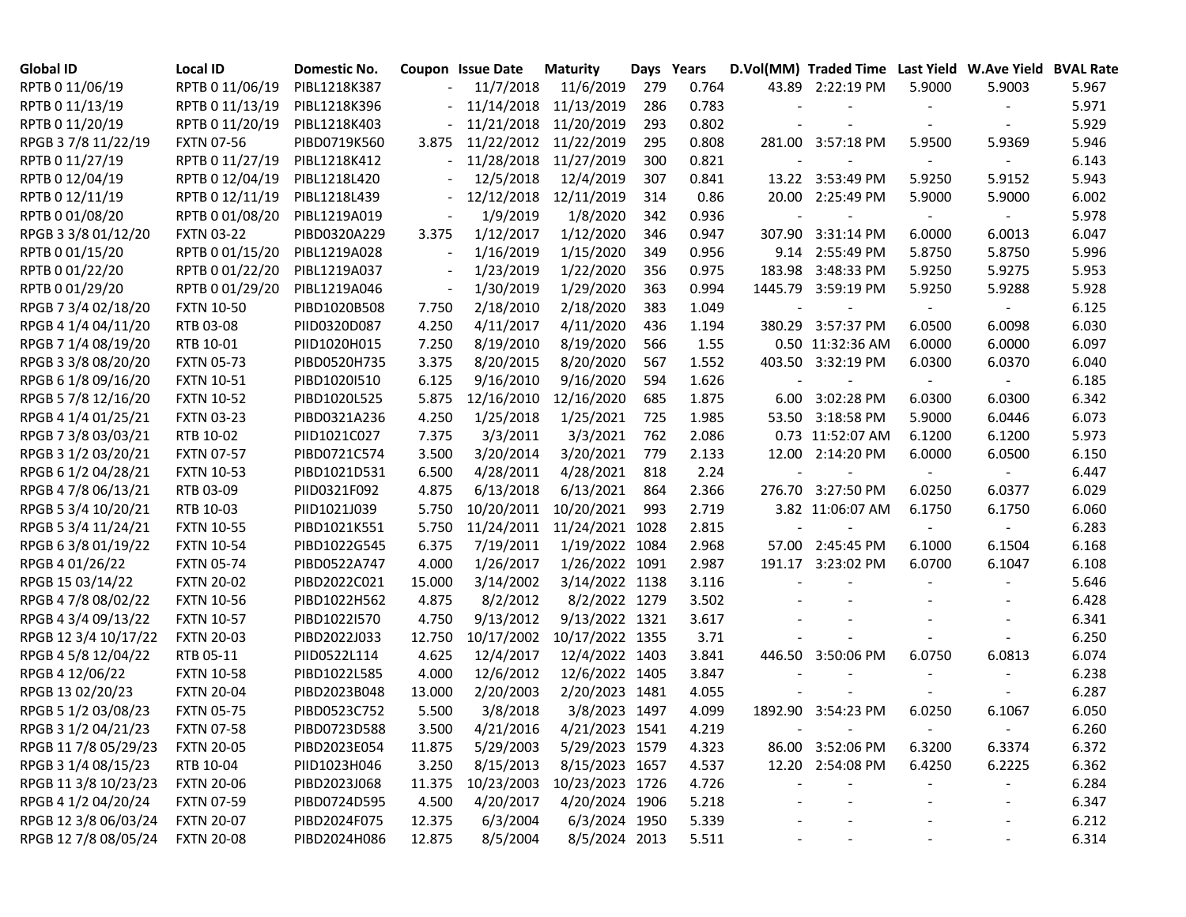| Global ID | Local ID | Domestic No. | Coupon | Issue Date | Maturity | Days | Years | D.Vol(MM) | Traded Time | Last Yield | W.Ave Yield | BVAL Rate |
|---|---|---|---|---|---|---|---|---|---|---|---|---|
| RPTB 0 11/06/19 | RPTB 0 11/06/19 | PIBL1218K387 | - | 11/7/2018 | 11/6/2019 | 279 | 0.764 | 43.89 | 2:22:19 PM | 5.9000 | 5.9003 | 5.967 |
| RPTB 0 11/13/19 | RPTB 0 11/13/19 | PIBL1218K396 | - | 11/14/2018 | 11/13/2019 | 286 | 0.783 | - | - | - | - | 5.971 |
| RPTB 0 11/20/19 | RPTB 0 11/20/19 | PIBL1218K403 | - | 11/21/2018 | 11/20/2019 | 293 | 0.802 | - | - | - | - | 5.929 |
| RPGB 3 7/8 11/22/19 | FXTN 07-56 | PIBD0719K560 | 3.875 | 11/22/2012 | 11/22/2019 | 295 | 0.808 | 281.00 | 3:57:18 PM | 5.9500 | 5.9369 | 5.946 |
| RPTB 0 11/27/19 | RPTB 0 11/27/19 | PIBL1218K412 | - | 11/28/2018 | 11/27/2019 | 300 | 0.821 | - | - | - | - | 6.143 |
| RPTB 0 12/04/19 | RPTB 0 12/04/19 | PIBL1218L420 | - | 12/5/2018 | 12/4/2019 | 307 | 0.841 | 13.22 | 3:53:49 PM | 5.9250 | 5.9152 | 5.943 |
| RPTB 0 12/11/19 | RPTB 0 12/11/19 | PIBL1218L439 | - | 12/12/2018 | 12/11/2019 | 314 | 0.86 | 20.00 | 2:25:49 PM | 5.9000 | 5.9000 | 6.002 |
| RPTB 0 01/08/20 | RPTB 0 01/08/20 | PIBL1219A019 | - | 1/9/2019 | 1/8/2020 | 342 | 0.936 | - | - | - | - | 5.978 |
| RPGB 3 3/8 01/12/20 | FXTN 03-22 | PIBD0320A229 | 3.375 | 1/12/2017 | 1/12/2020 | 346 | 0.947 | 307.90 | 3:31:14 PM | 6.0000 | 6.0013 | 6.047 |
| RPTB 0 01/15/20 | RPTB 0 01/15/20 | PIBL1219A028 | - | 1/16/2019 | 1/15/2020 | 349 | 0.956 | 9.14 | 2:55:49 PM | 5.8750 | 5.8750 | 5.996 |
| RPTB 0 01/22/20 | RPTB 0 01/22/20 | PIBL1219A037 | - | 1/23/2019 | 1/22/2020 | 356 | 0.975 | 183.98 | 3:48:33 PM | 5.9250 | 5.9275 | 5.953 |
| RPTB 0 01/29/20 | RPTB 0 01/29/20 | PIBL1219A046 | - | 1/30/2019 | 1/29/2020 | 363 | 0.994 | 1445.79 | 3:59:19 PM | 5.9250 | 5.9288 | 5.928 |
| RPGB 7 3/4 02/18/20 | FXTN 10-50 | PIBD1020B508 | 7.750 | 2/18/2010 | 2/18/2020 | 383 | 1.049 | - | - | - | - | 6.125 |
| RPGB 4 1/4 04/11/20 | RTB 03-08 | PIID0320D087 | 4.250 | 4/11/2017 | 4/11/2020 | 436 | 1.194 | 380.29 | 3:57:37 PM | 6.0500 | 6.0098 | 6.030 |
| RPGB 7 1/4 08/19/20 | RTB 10-01 | PIID1020H015 | 7.250 | 8/19/2010 | 8/19/2020 | 566 | 1.55 | 0.50 | 11:32:36 AM | 6.0000 | 6.0000 | 6.097 |
| RPGB 3 3/8 08/20/20 | FXTN 05-73 | PIBD0520H735 | 3.375 | 8/20/2015 | 8/20/2020 | 567 | 1.552 | 403.50 | 3:32:19 PM | 6.0300 | 6.0370 | 6.040 |
| RPGB 6 1/8 09/16/20 | FXTN 10-51 | PIBD1020I510 | 6.125 | 9/16/2010 | 9/16/2020 | 594 | 1.626 | - | - | - | - | 6.185 |
| RPGB 5 7/8 12/16/20 | FXTN 10-52 | PIBD1020L525 | 5.875 | 12/16/2010 | 12/16/2020 | 685 | 1.875 | 6.00 | 3:02:28 PM | 6.0300 | 6.0300 | 6.342 |
| RPGB 4 1/4 01/25/21 | FXTN 03-23 | PIBD0321A236 | 4.250 | 1/25/2018 | 1/25/2021 | 725 | 1.985 | 53.50 | 3:18:58 PM | 5.9000 | 6.0446 | 6.073 |
| RPGB 7 3/8 03/03/21 | RTB 10-02 | PIID1021C027 | 7.375 | 3/3/2011 | 3/3/2021 | 762 | 2.086 | 0.73 | 11:52:07 AM | 6.1200 | 6.1200 | 5.973 |
| RPGB 3 1/2 03/20/21 | FXTN 07-57 | PIBD0721C574 | 3.500 | 3/20/2014 | 3/20/2021 | 779 | 2.133 | 12.00 | 2:14:20 PM | 6.0000 | 6.0500 | 6.150 |
| RPGB 6 1/2 04/28/21 | FXTN 10-53 | PIBD1021D531 | 6.500 | 4/28/2011 | 4/28/2021 | 818 | 2.24 | - | - | - | - | 6.447 |
| RPGB 4 7/8 06/13/21 | RTB 03-09 | PIID0321F092 | 4.875 | 6/13/2018 | 6/13/2021 | 864 | 2.366 | 276.70 | 3:27:50 PM | 6.0250 | 6.0377 | 6.029 |
| RPGB 5 3/4 10/20/21 | RTB 10-03 | PIID1021J039 | 5.750 | 10/20/2011 | 10/20/2021 | 993 | 2.719 | 3.82 | 11:06:07 AM | 6.1750 | 6.1750 | 6.060 |
| RPGB 5 3/4 11/24/21 | FXTN 10-55 | PIBD1021K551 | 5.750 | 11/24/2011 | 11/24/2021 | 1028 | 2.815 | - | - | - | - | 6.283 |
| RPGB 6 3/8 01/19/22 | FXTN 10-54 | PIBD1022G545 | 6.375 | 7/19/2011 | 1/19/2022 | 1084 | 2.968 | 57.00 | 2:45:45 PM | 6.1000 | 6.1504 | 6.168 |
| RPGB 4 01/26/22 | FXTN 05-74 | PIBD0522A747 | 4.000 | 1/26/2017 | 1/26/2022 | 1091 | 2.987 | 191.17 | 3:23:02 PM | 6.0700 | 6.1047 | 6.108 |
| RPGB 15 03/14/22 | FXTN 20-02 | PIBD2022C021 | 15.000 | 3/14/2002 | 3/14/2022 | 1138 | 3.116 | - | - | - | - | 5.646 |
| RPGB 4 7/8 08/02/22 | FXTN 10-56 | PIBD1022H562 | 4.875 | 8/2/2012 | 8/2/2022 | 1279 | 3.502 | - | - | - | - | 6.428 |
| RPGB 4 3/4 09/13/22 | FXTN 10-57 | PIBD1022I570 | 4.750 | 9/13/2012 | 9/13/2022 | 1321 | 3.617 | - | - | - | - | 6.341 |
| RPGB 12 3/4 10/17/22 | FXTN 20-03 | PIBD2022J033 | 12.750 | 10/17/2002 | 10/17/2022 | 1355 | 3.71 | - | - | - | - | 6.250 |
| RPGB 4 5/8 12/04/22 | RTB 05-11 | PIID0522L114 | 4.625 | 12/4/2017 | 12/4/2022 | 1403 | 3.841 | 446.50 | 3:50:06 PM | 6.0750 | 6.0813 | 6.074 |
| RPGB 4 12/06/22 | FXTN 10-58 | PIBD1022L585 | 4.000 | 12/6/2012 | 12/6/2022 | 1405 | 3.847 | - | - | - | - | 6.238 |
| RPGB 13 02/20/23 | FXTN 20-04 | PIBD2023B048 | 13.000 | 2/20/2003 | 2/20/2023 | 1481 | 4.055 | - | - | - | - | 6.287 |
| RPGB 5 1/2 03/08/23 | FXTN 05-75 | PIBD0523C752 | 5.500 | 3/8/2018 | 3/8/2023 | 1497 | 4.099 | 1892.90 | 3:54:23 PM | 6.0250 | 6.1067 | 6.050 |
| RPGB 3 1/2 04/21/23 | FXTN 07-58 | PIBD0723D588 | 3.500 | 4/21/2016 | 4/21/2023 | 1541 | 4.219 | - | - | - | - | 6.260 |
| RPGB 11 7/8 05/29/23 | FXTN 20-05 | PIBD2023E054 | 11.875 | 5/29/2003 | 5/29/2023 | 1579 | 4.323 | 86.00 | 3:52:06 PM | 6.3200 | 6.3374 | 6.372 |
| RPGB 3 1/4 08/15/23 | RTB 10-04 | PIID1023H046 | 3.250 | 8/15/2013 | 8/15/2023 | 1657 | 4.537 | 12.20 | 2:54:08 PM | 6.4250 | 6.2225 | 6.362 |
| RPGB 11 3/8 10/23/23 | FXTN 20-06 | PIBD2023J068 | 11.375 | 10/23/2003 | 10/23/2023 | 1726 | 4.726 | - | - | - | - | 6.284 |
| RPGB 4 1/2 04/20/24 | FXTN 07-59 | PIBD0724D595 | 4.500 | 4/20/2017 | 4/20/2024 | 1906 | 5.218 | - | - | - | - | 6.347 |
| RPGB 12 3/8 06/03/24 | FXTN 20-07 | PIBD2024F075 | 12.375 | 6/3/2004 | 6/3/2024 | 1950 | 5.339 | - | - | - | - | 6.212 |
| RPGB 12 7/8 08/05/24 | FXTN 20-08 | PIBD2024H086 | 12.875 | 8/5/2004 | 8/5/2024 | 2013 | 5.511 | - | - | - | - | 6.314 |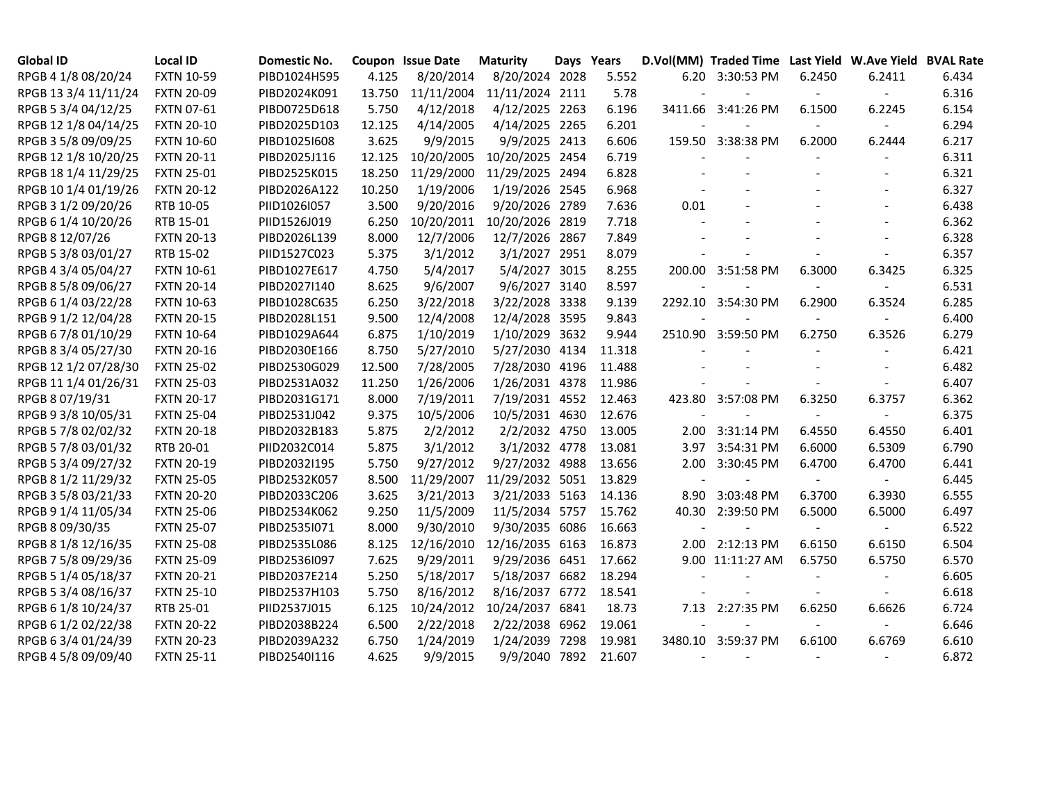| Global ID | Local ID | Domestic No. | Coupon | Issue Date | Maturity | Days | Years | D.Vol(MM) | Traded Time | Last Yield | W.Ave Yield | BVAL Rate |
|---|---|---|---|---|---|---|---|---|---|---|---|---|
| RPGB 4 1/8 08/20/24 | FXTN 10-59 | PIBD1024H595 | 4.125 | 8/20/2014 | 8/20/2024 | 2028 | 5.552 | 6.20 | 3:30:53 PM | 6.2450 | 6.2411 | 6.434 |
| RPGB 13 3/4 11/11/24 | FXTN 20-09 | PIBD2024K091 | 13.750 | 11/11/2004 | 11/11/2024 | 2111 | 5.78 | - | - | - | - | 6.316 |
| RPGB 5 3/4 04/12/25 | FXTN 07-61 | PIBD0725D618 | 5.750 | 4/12/2018 | 4/12/2025 | 2263 | 6.196 | 3411.66 | 3:41:26 PM | 6.1500 | 6.2245 | 6.154 |
| RPGB 12 1/8 04/14/25 | FXTN 20-10 | PIBD2025D103 | 12.125 | 4/14/2005 | 4/14/2025 | 2265 | 6.201 | - | - | - | - | 6.294 |
| RPGB 3 5/8 09/09/25 | FXTN 10-60 | PIBD1025I608 | 3.625 | 9/9/2015 | 9/9/2025 | 2413 | 6.606 | 159.50 | 3:38:38 PM | 6.2000 | 6.2444 | 6.217 |
| RPGB 12 1/8 10/20/25 | FXTN 20-11 | PIBD2025J116 | 12.125 | 10/20/2005 | 10/20/2025 | 2454 | 6.719 | - | - | - | - | 6.311 |
| RPGB 18 1/4 11/29/25 | FXTN 25-01 | PIBD2525K015 | 18.250 | 11/29/2000 | 11/29/2025 | 2494 | 6.828 | - | - | - | - | 6.321 |
| RPGB 10 1/4 01/19/26 | FXTN 20-12 | PIBD2026A122 | 10.250 | 1/19/2006 | 1/19/2026 | 2545 | 6.968 | - | - | - | - | 6.327 |
| RPGB 3 1/2 09/20/26 | RTB 10-05 | PIID1026I057 | 3.500 | 9/20/2016 | 9/20/2026 | 2789 | 7.636 | 0.01 | - | - | - | 6.438 |
| RPGB 6 1/4 10/20/26 | RTB 15-01 | PIID1526J019 | 6.250 | 10/20/2011 | 10/20/2026 | 2819 | 7.718 | - | - | - | - | 6.362 |
| RPGB 8 12/07/26 | FXTN 20-13 | PIBD2026L139 | 8.000 | 12/7/2006 | 12/7/2026 | 2867 | 7.849 | - | - | - | - | 6.328 |
| RPGB 5 3/8 03/01/27 | RTB 15-02 | PIID1527C023 | 5.375 | 3/1/2012 | 3/1/2027 | 2951 | 8.079 | - | - | - | - | 6.357 |
| RPGB 4 3/4 05/04/27 | FXTN 10-61 | PIBD1027E617 | 4.750 | 5/4/2017 | 5/4/2027 | 3015 | 8.255 | 200.00 | 3:51:58 PM | 6.3000 | 6.3425 | 6.325 |
| RPGB 8 5/8 09/06/27 | FXTN 20-14 | PIBD2027I140 | 8.625 | 9/6/2007 | 9/6/2027 | 3140 | 8.597 | - | - | - | - | 6.531 |
| RPGB 6 1/4 03/22/28 | FXTN 10-63 | PIBD1028C635 | 6.250 | 3/22/2018 | 3/22/2028 | 3338 | 9.139 | 2292.10 | 3:54:30 PM | 6.2900 | 6.3524 | 6.285 |
| RPGB 9 1/2 12/04/28 | FXTN 20-15 | PIBD2028L151 | 9.500 | 12/4/2008 | 12/4/2028 | 3595 | 9.843 | - | - | - | - | 6.400 |
| RPGB 6 7/8 01/10/29 | FXTN 10-64 | PIBD1029A644 | 6.875 | 1/10/2019 | 1/10/2029 | 3632 | 9.944 | 2510.90 | 3:59:50 PM | 6.2750 | 6.3526 | 6.279 |
| RPGB 8 3/4 05/27/30 | FXTN 20-16 | PIBD2030E166 | 8.750 | 5/27/2010 | 5/27/2030 | 4134 | 11.318 | - | - | - | - | 6.421 |
| RPGB 12 1/2 07/28/30 | FXTN 25-02 | PIBD2530G029 | 12.500 | 7/28/2005 | 7/28/2030 | 4196 | 11.488 | - | - | - | - | 6.482 |
| RPGB 11 1/4 01/26/31 | FXTN 25-03 | PIBD2531A032 | 11.250 | 1/26/2006 | 1/26/2031 | 4378 | 11.986 | - | - | - | - | 6.407 |
| RPGB 8 07/19/31 | FXTN 20-17 | PIBD2031G171 | 8.000 | 7/19/2011 | 7/19/2031 | 4552 | 12.463 | 423.80 | 3:57:08 PM | 6.3250 | 6.3757 | 6.362 |
| RPGB 9 3/8 10/05/31 | FXTN 25-04 | PIBD2531J042 | 9.375 | 10/5/2006 | 10/5/2031 | 4630 | 12.676 | - | - | - | - | 6.375 |
| RPGB 5 7/8 02/02/32 | FXTN 20-18 | PIBD2032B183 | 5.875 | 2/2/2012 | 2/2/2032 | 4750 | 13.005 | 2.00 | 3:31:14 PM | 6.4550 | 6.4550 | 6.401 |
| RPGB 5 7/8 03/01/32 | RTB 20-01 | PIID2032C014 | 5.875 | 3/1/2012 | 3/1/2032 | 4778 | 13.081 | 3.97 | 3:54:31 PM | 6.6000 | 6.5309 | 6.790 |
| RPGB 5 3/4 09/27/32 | FXTN 20-19 | PIBD2032I195 | 5.750 | 9/27/2012 | 9/27/2032 | 4988 | 13.656 | 2.00 | 3:30:45 PM | 6.4700 | 6.4700 | 6.441 |
| RPGB 8 1/2 11/29/32 | FXTN 25-05 | PIBD2532K057 | 8.500 | 11/29/2007 | 11/29/2032 | 5051 | 13.829 | - | - | - | - | 6.445 |
| RPGB 3 5/8 03/21/33 | FXTN 20-20 | PIBD2033C206 | 3.625 | 3/21/2013 | 3/21/2033 | 5163 | 14.136 | 8.90 | 3:03:48 PM | 6.3700 | 6.3930 | 6.555 |
| RPGB 9 1/4 11/05/34 | FXTN 25-06 | PIBD2534K062 | 9.250 | 11/5/2009 | 11/5/2034 | 5757 | 15.762 | 40.30 | 2:39:50 PM | 6.5000 | 6.5000 | 6.497 |
| RPGB 8 09/30/35 | FXTN 25-07 | PIBD2535I071 | 8.000 | 9/30/2010 | 9/30/2035 | 6086 | 16.663 | - | - | - | - | 6.522 |
| RPGB 8 1/8 12/16/35 | FXTN 25-08 | PIBD2535L086 | 8.125 | 12/16/2010 | 12/16/2035 | 6163 | 16.873 | 2.00 | 2:12:13 PM | 6.6150 | 6.6150 | 6.504 |
| RPGB 7 5/8 09/29/36 | FXTN 25-09 | PIBD2536I097 | 7.625 | 9/29/2011 | 9/29/2036 | 6451 | 17.662 | 9.00 | 11:11:27 AM | 6.5750 | 6.5750 | 6.570 |
| RPGB 5 1/4 05/18/37 | FXTN 20-21 | PIBD2037E214 | 5.250 | 5/18/2017 | 5/18/2037 | 6682 | 18.294 | - | - | - | - | 6.605 |
| RPGB 5 3/4 08/16/37 | FXTN 25-10 | PIBD2537H103 | 5.750 | 8/16/2012 | 8/16/2037 | 6772 | 18.541 | - | - | - | - | 6.618 |
| RPGB 6 1/8 10/24/37 | RTB 25-01 | PIID2537J015 | 6.125 | 10/24/2012 | 10/24/2037 | 6841 | 18.73 | 7.13 | 2:27:35 PM | 6.6250 | 6.6626 | 6.724 |
| RPGB 6 1/2 02/22/38 | FXTN 20-22 | PIBD2038B224 | 6.500 | 2/22/2018 | 2/22/2038 | 6962 | 19.061 | - | - | - | - | 6.646 |
| RPGB 6 3/4 01/24/39 | FXTN 20-23 | PIBD2039A232 | 6.750 | 1/24/2019 | 1/24/2039 | 7298 | 19.981 | 3480.10 | 3:59:37 PM | 6.6100 | 6.6769 | 6.610 |
| RPGB 4 5/8 09/09/40 | FXTN 25-11 | PIBD2540I116 | 4.625 | 9/9/2015 | 9/9/2040 | 7892 | 21.607 | - | - | - | - | 6.872 |